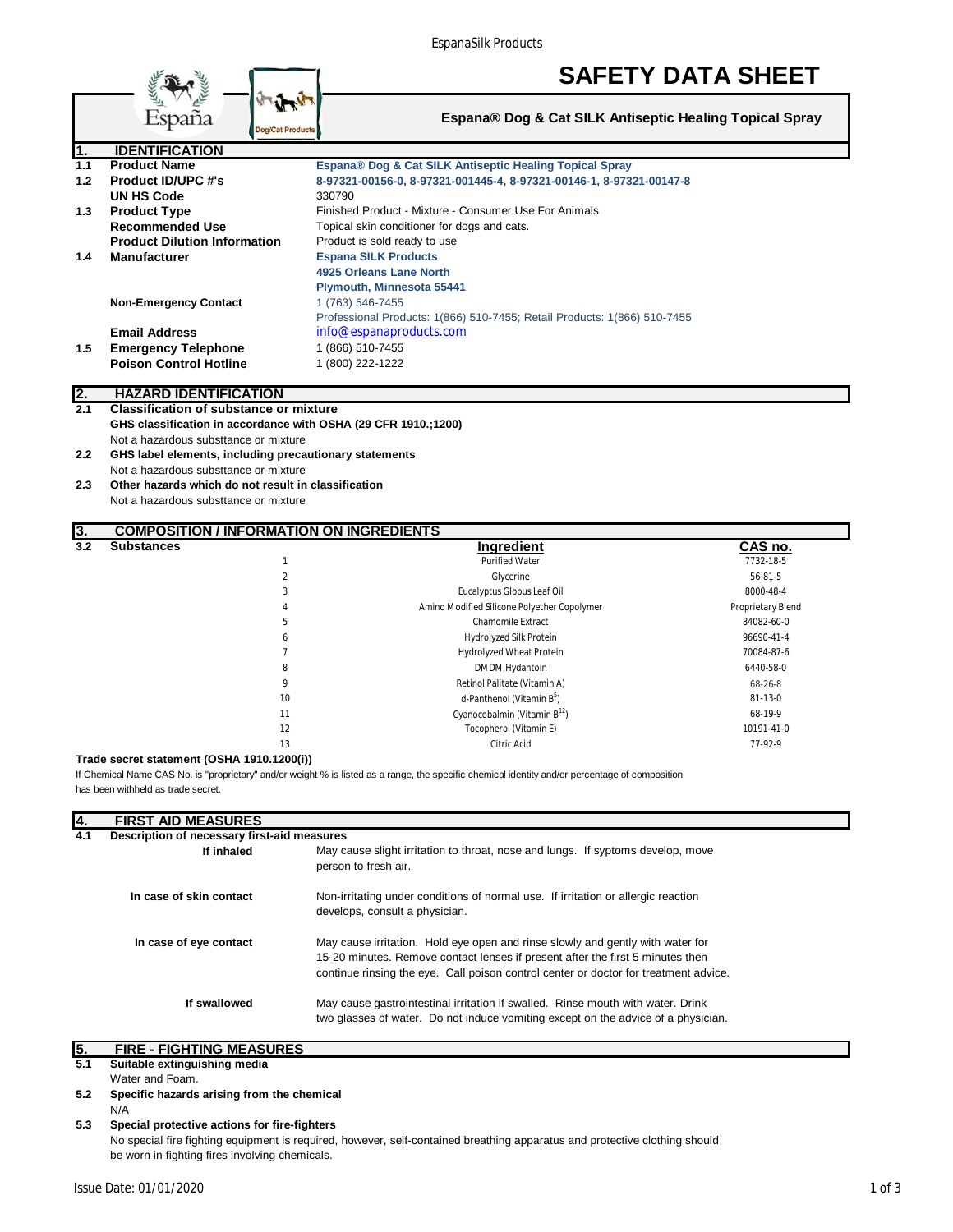EspanaSilk Products

# SAFETY DATA SHEET

**Espana® Dog & Cat SILK Antiseptic Healing Topical Spray**

## 1. IDENTIFICATION

| | | |
|---|---|---|
| 1.1 | **Product Name** | **Espana® Dog & Cat SILK Antiseptic Healing Topical Spray** |
| 1.2 | **Product ID/UPC #'s** | **8-97321-00156-0, 8-97321-001445-4, 8-97321-00146-1, 8-97321-00147-8** |
| | **UN HS Code** | 330790 |
| 1.3 | **Product Type** | Finished Product - Mixture - Consumer Use For Animals |
| | **Recommended Use** | Topical skin conditioner for dogs and cats. |
| | **Product Dilution Information** | Product is sold ready to use |
| 1.4 | **Manufacturer** | **Espana SILK Products**<br>**4925 Orleans Lane North**<br>**Plymouth, Minnesota 55441** |
| | **Non-Emergency Contact** | 1 (763) 546-7455<br>Professional Products: 1(866) 510-7455; Retail Products: 1(866) 510-7455 |
| | **Email Address** | info@espanaproducts.com |
| 1.5 | **Emergency Telephone** | 1 (866) 510-7455 |
| | **Poison Control Hotline** | 1 (800) 222-1222 |

## 2. HAZARD IDENTIFICATION

**2.1 Classification of substance or mixture**

**GHS classification in accordance with OSHA (29 CFR 1910.;1200)**

Not a hazardous substtance or mixture

**2.2 GHS label elements, including precautionary statements**

Not a hazardous substtance or mixture

**2.3 Other hazards which do not result in classification**

Not a hazardous substtance or mixture

## 3. COMPOSITION / INFORMATION ON INGREDIENTS

**3.2 Substances**

| | Ingredient | CAS no. |
|---|---|---|
| 1 | Purified Water | 7732-18-5 |
| 2 | Glycerine | 56-81-5 |
| 3 | Eucalyptus Globus Leaf Oil | 8000-48-4 |
| 4 | Amino Modified Silicone Polyether Copolymer | Proprietary Blend |
| 5 | Chamomile Extract | 84082-60-0 |
| 6 | Hydrolyzed Silk Protein | 96690-41-4 |
| 7 | Hydrolyzed Wheat Protein | 70084-87-6 |
| 8 | DMDM Hydantoin | 6440-58-0 |
| 9 | Retinol Palitate (Vitamin A) | 68-26-8 |
| 10 | d-Panthenol (Vitamin $B^5$) | 81-13-0 |
| 11 | Cyanocobalmin (Vitamin $B^{12}$) | 68-19-9 |
| 12 | Tocopherol (Vitamin E) | 10191-41-0 |
| 13 | Citric Acid | 77-92-9 |

**Trade secret statement (OSHA 1910.1200(i))**

If Chemical Name CAS No. is "proprietary" and/or weight % is listed as a range, the specific chemical identity and/or percentage of composition has been withheld as trade secret.

## 4. FIRST AID MEASURES

**4.1 Description of necessary first-aid measures**

| | |
|---|---|
| **If inhaled** | May cause slight irritation to throat, nose and lungs. If syptoms develop, move person to fresh air. |
| **In case of skin contact** | Non-irritating under conditions of normal use. If irritation or allergic reaction develops, consult a physician. |
| **In case of eye contact** | May cause irritation. Hold eye open and rinse slowly and gently with water for 15-20 minutes. Remove contact lenses if present after the first 5 minutes then continue rinsing the eye. Call poison control center or doctor for treatment advice. |
| **If swallowed** | May cause gastrointestinal irritation if swalled. Rinse mouth with water. Drink two glasses of water. Do not induce vomiting except on the advice of a physician. |

## 5. FIRE - FIGHTING MEASURES

**5.1 Suitable extinguishing media**

Water and Foam.

**5.2 Specific hazards arising from the chemical**

N/A

**5.3 Special protective actions for fire-fighters**

No special fire fighting equipment is required, however, self-contained breathing apparatus and protective clothing should be worn in fighting fires involving chemicals.

Issue Date: 01/01/2020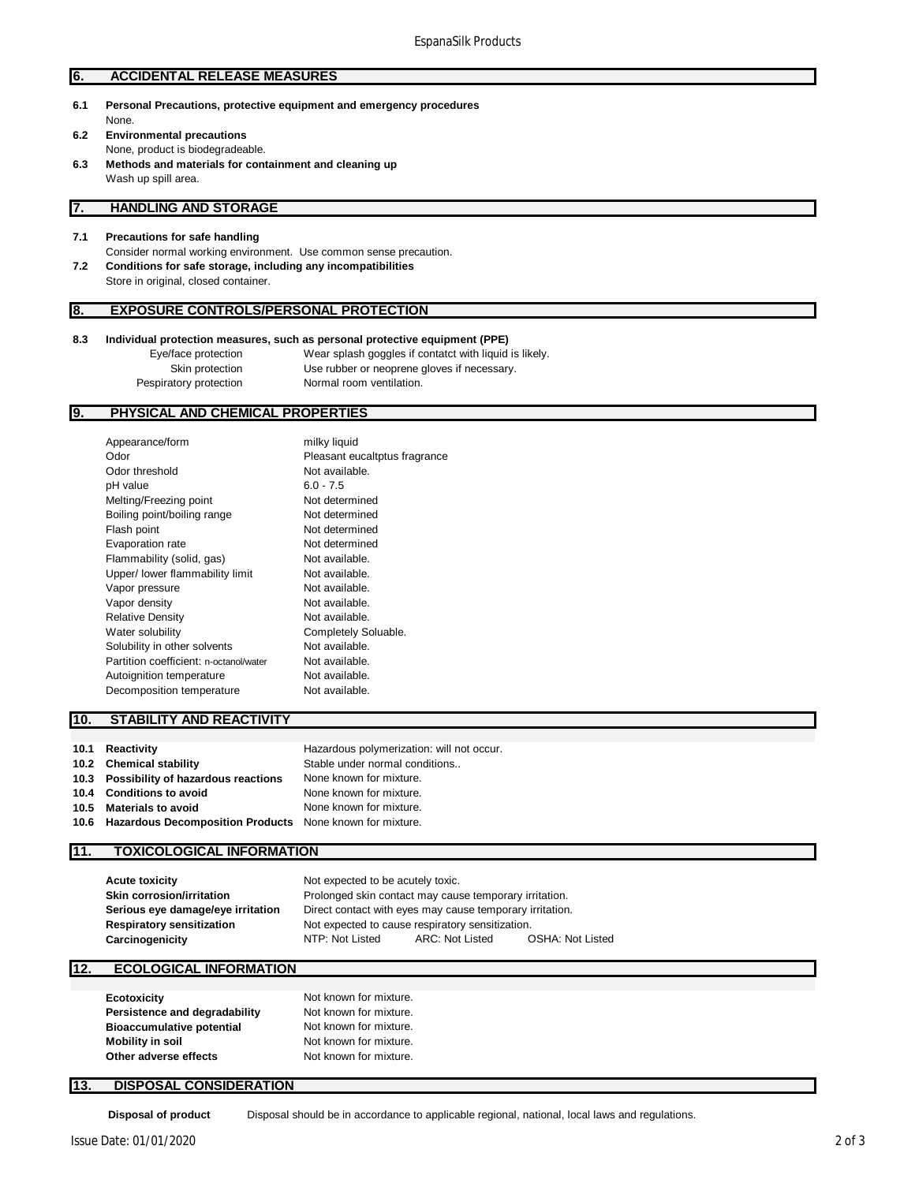## 6. ACCIDENTAL RELEASE MEASURES

**6.1 Personal Precautions, protective equipment and emergency procedures**

None.

**6.2 Environmental precautions**

None, product is biodegradeable.

**6.3 Methods and materials for containment and cleaning up**

Wash up spill area.

## 7. HANDLING AND STORAGE

**7.1 Precautions for safe handling**

Consider normal working environment. Use common sense precaution.

**7.2 Conditions for safe storage, including any incompatibilities**

Store in original, closed container.

## 8. EXPOSURE CONTROLS/PERSONAL PROTECTION

**8.3 Individual protection measures, such as personal protective equipment (PPE)**

| | |
|---|---|
| Eye/face protection | Wear splash goggles if contatct with liquid is likely. |
| Skin protection | Use rubber or neoprene gloves if necessary. |
| Pespiratory protection | Normal room ventilation. |

## 9. PHYSICAL AND CHEMICAL PROPERTIES

| | |
|---|---|
| Appearance/form | milky liquid |
| Odor | Pleasant eucaltptus fragrance |
| Odor threshold | Not available. |
| pH value | 6.0 - 7.5 |
| Melting/Freezing point | Not determined |
| Boiling point/boiling range | Not determined |
| Flash point | Not determined |
| Evaporation rate | Not determined |
| Flammability (solid, gas) | Not available. |
| Upper/ lower flammability limit | Not available. |
| Vapor pressure | Not available. |
| Vapor density | Not available. |
| Relative Density | Not available. |
| Water solubility | Completely Soluable. |
| Solubility in other solvents | Not available. |
| Partition coefficient: n-octanol/water | Not available. |
| Autoignition temperature | Not available. |
| Decomposition temperature | Not available. |

## 10. STABILITY AND REACTIVITY

| | |
|---|---|
| **10.1 Reactivity** | Hazardous polymerization: will not occur. |
| **10.2 Chemical stability** | Stable under normal conditions.. |
| **10.3 Possibility of hazardous reactions** | None known for mixture. |
| **10.4 Conditions to avoid** | None known for mixture. |
| **10.5 Materials to avoid** | None known for mixture. |
| **10.6 Hazardous Decomposition Products** | None known for mixture. |

## 11. TOXICOLOGICAL INFORMATION

| | |
|---|---|
| **Acute toxicity** | Not expected to be acutely toxic. |
| **Skin corrosion/irritation** | Prolonged skin contact may cause temporary irritation. |
| **Serious eye damage/eye irritation** | Direct contact with eyes may cause temporary irritation. |
| **Respiratory sensitization** | Not expected to cause respiratory sensitization. |
| **Carcinogenicity** | NTP: Not Listed   ARC: Not Listed   OSHA: Not Listed |

## 12. ECOLOGICAL INFORMATION

| | |
|---|---|
| **Ecotoxicity** | Not known for mixture. |
| **Persistence and degradability** | Not known for mixture. |
| **Bioaccumulative potential** | Not known for mixture. |
| **Mobility in soil** | Not known for mixture. |
| **Other adverse effects** | Not known for mixture. |

## 13. DISPOSAL CONSIDERATION

**Disposal of product** Disposal should be in accordance to applicable regional, national, local laws and regulations.

Issue Date: 01/01/2020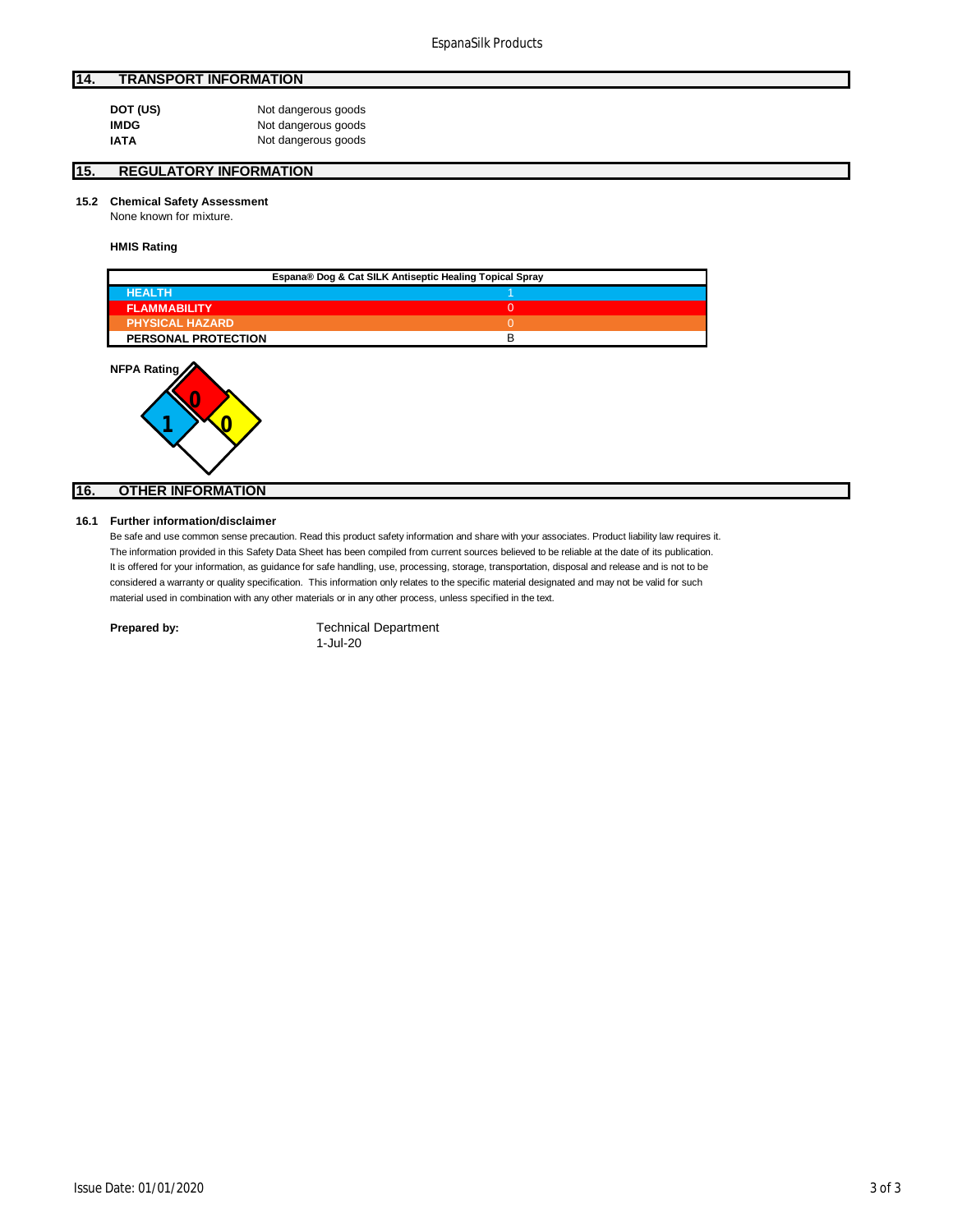## 14. TRANSPORT INFORMATION

| | |
|---|---|
| **DOT (US)** | Not dangerous goods |
| **IMDG** | Not dangerous goods |
| **IATA** | Not dangerous goods |

## 15. REGULATORY INFORMATION

**15.2 Chemical Safety Assessment**

None known for mixture.

**HMIS Rating**

| Espana® Dog & Cat SILK Antiseptic Healing Topical Spray | |
|---|---|
| HEALTH | 1 |
| FLAMMABILITY | 0 |
| PHYSICAL HAZARD | 0 |
| PERSONAL PROTECTION | B |

**NFPA Rating**

0

1 0

## 16. OTHER INFORMATION

**16.1 Further information/disclaimer**

Be safe and use common sense precaution. Read this product safety information and share with your associates. Product liability law requires it. The information provided in this Safety Data Sheet has been compiled from current sources believed to be reliable at the date of its publication. It is offered for your information, as guidance for safe handling, use, processing, storage, transportation, disposal and release and is not to be considered a warranty or quality specification. This information only relates to the specific material designated and may not be valid for such material used in combination with any other materials or in any other process, unless specified in the text.

**Prepared by:** Technical Department

1-Jul-20